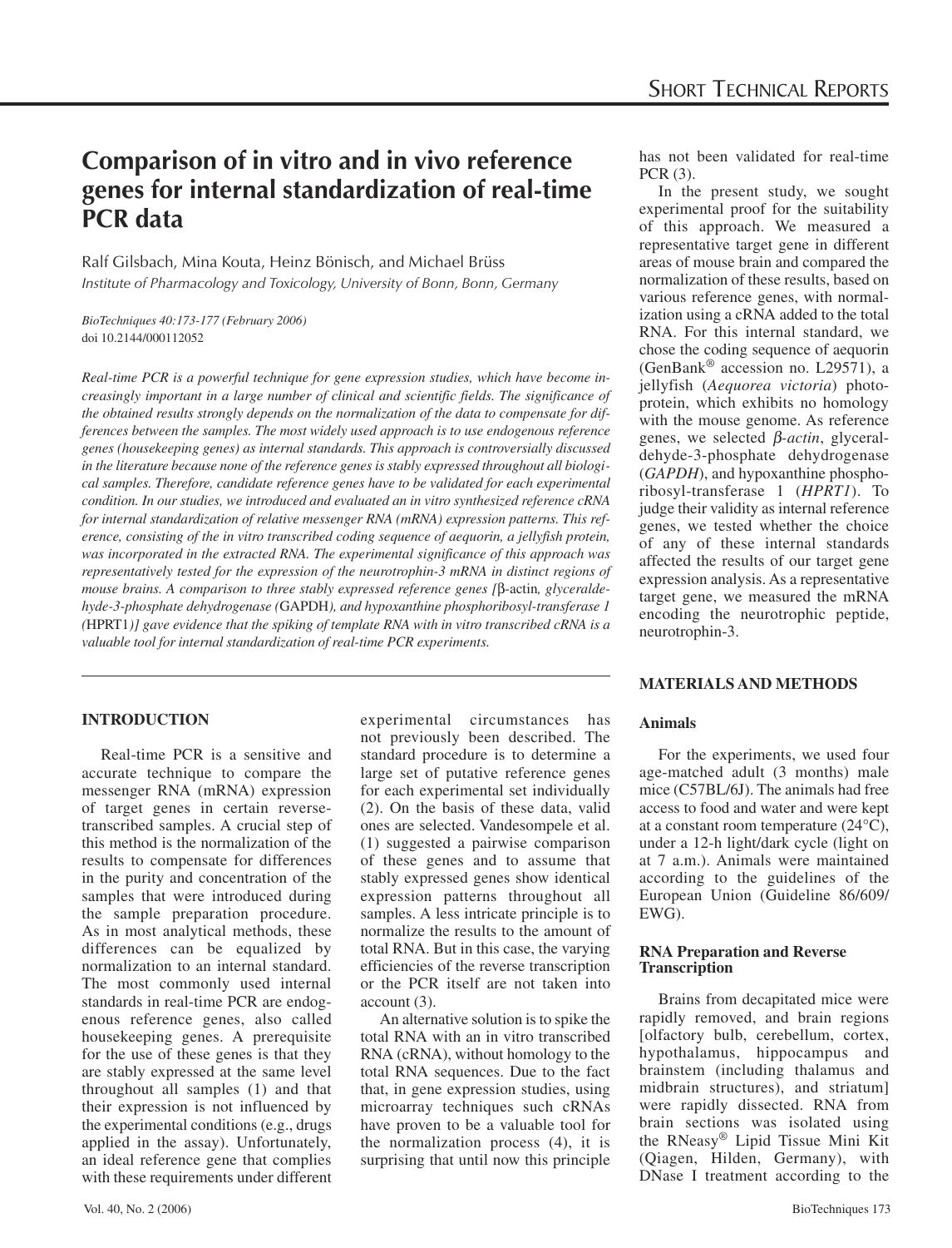# Comparison of in vitro and in vivo reference genes for internal standardization of real-time PCR data

Ralf Gilsbach, Mina Kouta, Heinz Bönisch, and Michael Brüss

*Institute of Pharmacology and Toxicology, University of Bonn, Bonn, Germany*

*BioTechniques 40:173-177 (February 2006)*
doi 10.2144/000112052

*Real-time PCR is a powerful technique for gene expression studies, which have become increasingly important in a large number of clinical and scientific fields. The significance of the obtained results strongly depends on the normalization of the data to compensate for differences between the samples. The most widely used approach is to use endogenous reference genes (housekeeping genes) as internal standards. This approach is controversially discussed in the literature because none of the reference genes is stably expressed throughout all biological samples. Therefore, candidate reference genes have to be validated for each experimental condition. In our studies, we introduced and evaluated an in vitro synthesized reference cRNA for internal standardization of relative messenger RNA (mRNA) expression patterns. This reference, consisting of the in vitro transcribed coding sequence of aequorin, a jellyfish protein, was incorporated in the extracted RNA. The experimental significance of this approach was representatively tested for the expression of the neurotrophin-3 mRNA in distinct regions of mouse brains. A comparison to three stably expressed reference genes [*β-actin*, *glyceraldehyde-3-phosphate dehydrogenase (*GAPDH*), and hypoxanthine phosphoribosyl-transferase 1 (*HPRT1*)] gave evidence that the spiking of template RNA with in vitro transcribed cRNA is a valuable tool for internal standardization of real-time PCR experiments.*

## INTRODUCTION

Real-time PCR is a sensitive and accurate technique to compare the messenger RNA (mRNA) expression of target genes in certain reverse-transcribed samples. A crucial step of this method is the normalization of the results to compensate for differences in the purity and concentration of the samples that were introduced during the sample preparation procedure. As in most analytical methods, these differences can be equalized by normalization to an internal standard. The most commonly used internal standards in real-time PCR are endogenous reference genes, also called housekeeping genes. A prerequisite for the use of these genes is that they are stably expressed at the same level throughout all samples (1) and that their expression is not influenced by the experimental conditions (e.g., drugs applied in the assay). Unfortunately, an ideal reference gene that complies with these requirements under different experimental circumstances has not previously been described. The standard procedure is to determine a large set of putative reference genes for each experimental set individually (2). On the basis of these data, valid ones are selected. Vandesompele et al. (1) suggested a pairwise comparison of these genes and to assume that stably expressed genes show identical expression patterns throughout all samples. A less intricate principle is to normalize the results to the amount of total RNA. But in this case, the varying efficiencies of the reverse transcription or the PCR itself are not taken into account (3).

An alternative solution is to spike the total RNA with an in vitro transcribed RNA (cRNA), without homology to the total RNA sequences. Due to the fact that, in gene expression studies, using microarray techniques such cRNAs have proven to be a valuable tool for the normalization process (4), it is surprising that until now this principle has not been validated for real-time PCR (3).

In the present study, we sought experimental proof for the suitability of this approach. We measured a representative target gene in different areas of mouse brain and compared the normalization of these results, based on various reference genes, with normalization using a cRNA added to the total RNA. For this internal standard, we chose the coding sequence of aequorin (GenBank® accession no. L29571), a jellyfish (*Aequorea victoria*) photoprotein, which exhibits no homology with the mouse genome. As reference genes, we selected *β-actin*, glyceraldehyde-3-phosphate dehydrogenase (*GAPDH*), and hypoxanthine phosphoribosyl-transferase 1 (*HPRT1*). To judge their validity as internal reference genes, we tested whether the choice of any of these internal standards affected the results of our target gene expression analysis. As a representative target gene, we measured the mRNA encoding the neurotrophic peptide, neurotrophin-3.

## MATERIALS AND METHODS

### Animals

For the experiments, we used four age-matched adult (3 months) male mice (C57BL/6J). The animals had free access to food and water and were kept at a constant room temperature (24°C), under a 12-h light/dark cycle (light on at 7 a.m.). Animals were maintained according to the guidelines of the European Union (Guideline 86/609/EWG).

### RNA Preparation and Reverse Transcription

Brains from decapitated mice were rapidly removed, and brain regions [olfactory bulb, cerebellum, cortex, hypothalamus, hippocampus and brainstem (including thalamus and midbrain structures), and striatum] were rapidly dissected. RNA from brain sections was isolated using the RNeasy® Lipid Tissue Mini Kit (Qiagen, Hilden, Germany), with DNase I treatment according to the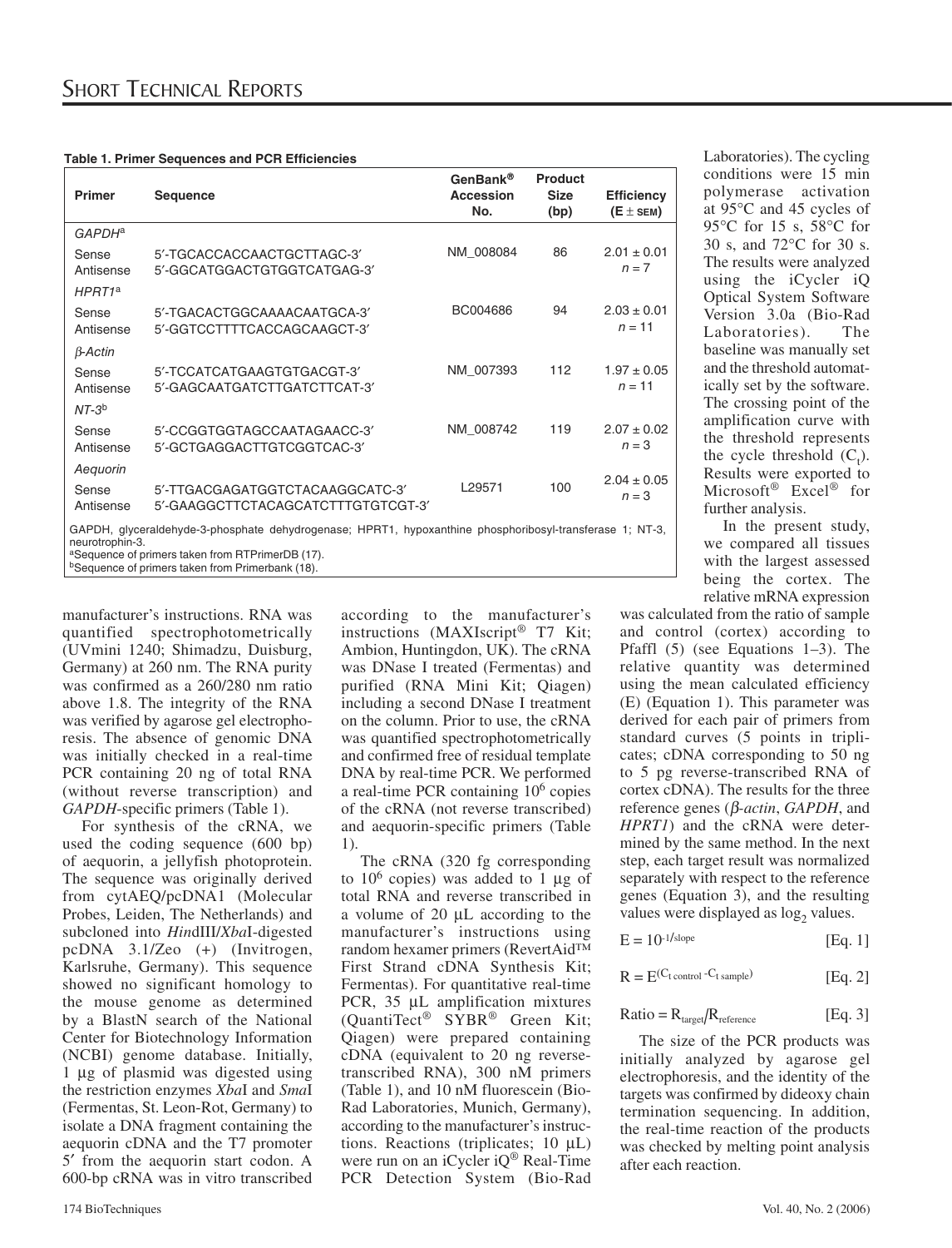**Table 1. Primer Sequences and PCR Efficiencies**

| Primer | Sequence | GenBank® Accession No. | Product Size (bp) | Efficiency (E ± SEM) |
|---|---|---|---|---|
| *GAPDH*[a] | | | | |
| Sense | 5′-TGCACCACCAACTGCTTAGC-3′ | NM_008084 | 86 | 2.01 ± 0.01 |
| Antisense | 5′-GGCATGGACTGTGGTCATGAG-3′ | | | $n = 7$ |
| *HPRT1*[a] | | | | |
| Sense | 5′-TGACACTGGCAAAACAATGCA-3′ | BC004686 | 94 | 2.03 ± 0.01 |
| Antisense | 5′-GGTCCTTTTCACCAGCAAGCT-3′ | | | $n = 11$ |
| *β-Actin* | | | | |
| Sense | 5′-TCCATCATGAAGTGTGACGT-3′ | NM_007393 | 112 | 1.97 ± 0.05 |
| Antisense | 5′-GAGCAATGATCTTGATCTTCAT-3′ | | | $n = 11$ |
| *NT-3*[b] | | | | |
| Sense | 5′-CCGGTGGTAGCCAATAGAACC-3′ | NM_008742 | 119 | 2.07 ± 0.02 |
| Antisense | 5′-GCTGAGGACTTGTCGGTCAC-3′ | | | $n = 3$ |
| *Aequorin* | | | | |
| Sense | 5′-TTGACGAGATGGTCTACAAGGCATC-3′ | L29571 | 100 | 2.04 ± 0.05 |
| Antisense | 5′-GAAGGCTTCTACAGCATCTTTGTGTCGT-3′ | | | $n = 3$ |

GAPDH, glyceraldehyde-3-phosphate dehydrogenase; HPRT1, hypoxanthine phosphoribosyl-transferase 1; NT-3, neurotrophin-3.
[a]Sequence of primers taken from RTPrimerDB (17).
[b]Sequence of primers taken from Primerbank (18).

manufacturer's instructions. RNA was quantified spectrophotometrically (UVmini 1240; Shimadzu, Duisburg, Germany) at 260 nm. The RNA purity was confirmed as a 260/280 nm ratio above 1.8. The integrity of the RNA was verified by agarose gel electrophoresis. The absence of genomic DNA was initially checked in a real-time PCR containing 20 ng of total RNA (without reverse transcription) and *GAPDH*-specific primers (Table 1).

For synthesis of the cRNA, we used the coding sequence (600 bp) of aequorin, a jellyfish photoprotein. The sequence was originally derived from cytAEQ/pcDNA1 (Molecular Probes, Leiden, The Netherlands) and subcloned into *Hin*dIII/*Xba*I-digested pcDNA 3.1/Zeo (+) (Invitrogen, Karlsruhe, Germany). This sequence showed no significant homology to the mouse genome as determined by a BlastN search of the National Center for Biotechnology Information (NCBI) genome database. Initially, 1 µg of plasmid was digested using the restriction enzymes *Xba*I and *Sma*I (Fermentas, St. Leon-Rot, Germany) to isolate a DNA fragment containing the aequorin cDNA and the T7 promoter 5′ from the aequorin start codon. A 600-bp cRNA was in vitro transcribed according to the manufacturer's instructions (MAXIscript® T7 Kit; Ambion, Huntingdon, UK). The cRNA was DNase I treated (Fermentas) and purified (RNA Mini Kit; Qiagen) including a second DNase I treatment on the column. Prior to use, the cRNA was quantified spectrophotometrically and confirmed free of residual template DNA by real-time PCR. We performed a real-time PCR containing $10^6$ copies of the cRNA (not reverse transcribed) and aequorin-specific primers (Table 1).

The cRNA (320 fg corresponding to $10^6$ copies) was added to 1 µg of total RNA and reverse transcribed in a volume of 20 µL according to the manufacturer's instructions using random hexamer primers (RevertAid™ First Strand cDNA Synthesis Kit; Fermentas). For quantitative real-time PCR, 35 µL amplification mixtures (QuantiTect® SYBR® Green Kit; Qiagen) were prepared containing cDNA (equivalent to 20 ng reverse-transcribed RNA), 300 nM primers (Table 1), and 10 nM fluorescein (Bio-Rad Laboratories, Munich, Germany), according to the manufacturer's instructions. Reactions (triplicates; 10 µL) were run on an iCycler iQ® Real-Time PCR Detection System (Bio-Rad Laboratories). The cycling conditions were 15 min polymerase activation at 95°C and 45 cycles of 95°C for 15 s, 58°C for 30 s, and 72°C for 30 s. The results were analyzed using the iCycler iQ Optical System Software Version 3.0a (Bio-Rad Laboratories). The baseline was manually set and the threshold automatically set by the software. The crossing point of the amplification curve with the threshold represents the cycle threshold ($C_t$). Results were exported to Microsoft® Excel® for further analysis.

In the present study, we compared all tissues with the largest assessed being the cortex. The relative mRNA expression was calculated from the ratio of sample and control (cortex) according to Pfaffl (5) (see Equations 1–3). The relative quantity was determined using the mean calculated efficiency (E) (Equation 1). This parameter was derived for each pair of primers from standard curves (5 points in triplicates; cDNA corresponding to 50 ng to 5 pg reverse-transcribed RNA of cortex cDNA). The results for the three reference genes (*β-actin*, *GAPDH*, and *HPRT1*) and the cRNA were determined by the same method. In the next step, each target result was normalized separately with respect to the reference genes (Equation 3), and the resulting values were displayed as $\log_2$ values.

$$E = 10^{-1/\text{slope}} \qquad \text{[Eq. 1]}$$

$$R = E^{(C_{t\,\text{control}} - C_{t\,\text{sample}})} \qquad \text{[Eq. 2]}$$

$$\text{Ratio} = R_{\text{target}}/R_{\text{reference}} \qquad \text{[Eq. 3]}$$

The size of the PCR products was initially analyzed by agarose gel electrophoresis, and the identity of the targets was confirmed by dideoxy chain termination sequencing. In addition, the real-time reaction of the products was checked by melting point analysis after each reaction.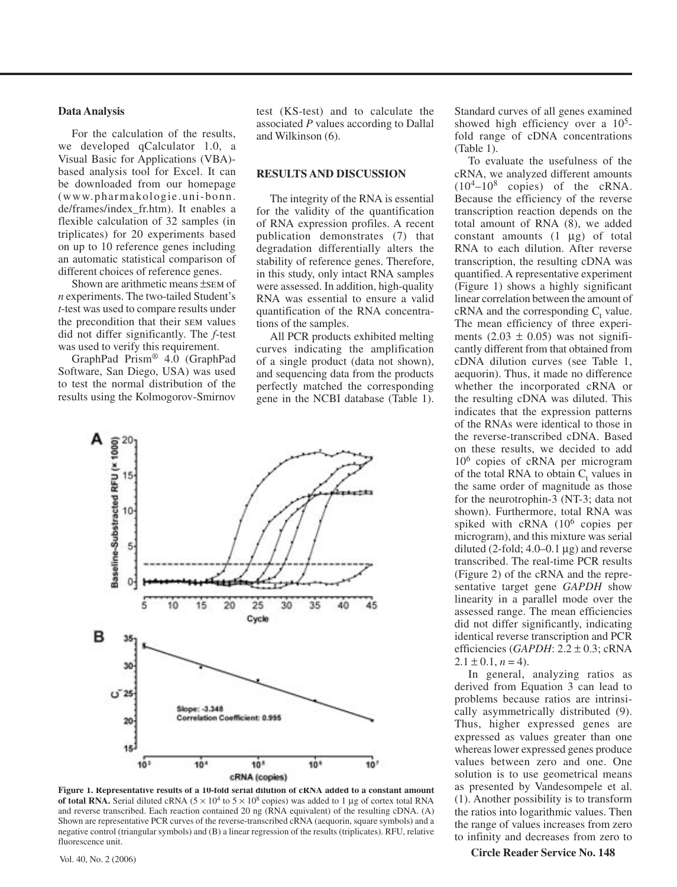### Data Analysis

For the calculation of the results, we developed qCalculator 1.0, a Visual Basic for Applications (VBA)-based analysis tool for Excel. It can be downloaded from our homepage (www.pharmakologie.uni-bonn.de/frames/index_fr.htm). It enables a flexible calculation of 32 samples (in triplicates) for 20 experiments based on up to 10 reference genes including an automatic statistical comparison of different choices of reference genes.

Shown are arithmetic means ±SEM of *n* experiments. The two-tailed Student's *t*-test was used to compare results under the precondition that their SEM values did not differ significantly. The *f*-test was used to verify this requirement.

GraphPad Prism® 4.0 (GraphPad Software, San Diego, USA) was used to test the normal distribution of the results using the Kolmogorov-Smirnov test (KS-test) and to calculate the associated *P* values according to Dallal and Wilkinson (6).

## RESULTS AND DISCUSSION

The integrity of the RNA is essential for the validity of the quantification of RNA expression profiles. A recent publication demonstrates (7) that degradation differentially alters the stability of reference genes. Therefore, in this study, only intact RNA samples were assessed. In addition, high-quality RNA was essential to ensure a valid quantification of the RNA concentrations of the samples.

All PCR products exhibited melting curves indicating the amplification of a single product (data not shown), and sequencing data from the products perfectly matched the corresponding gene in the NCBI database (Table 1). Standard curves of all genes examined showed high efficiency over a $10^5$-fold range of cDNA concentrations (Table 1).

To evaluate the usefulness of the cRNA, we analyzed different amounts ($10^4$–$10^8$ copies) of the cRNA. Because the efficiency of the reverse transcription reaction depends on the total amount of RNA (8), we added constant amounts (1 µg) of total RNA to each dilution. After reverse transcription, the resulting cDNA was quantified. A representative experiment (Figure 1) shows a highly significant linear correlation between the amount of cRNA and the corresponding $C_t$ value. The mean efficiency of three experiments (2.03 ± 0.05) was not significantly different from that obtained from cDNA dilution curves (see Table 1, aequorin). Thus, it made no difference whether the incorporated cRNA or the resulting cDNA was diluted. This indicates that the expression patterns of the RNAs were identical to those in the reverse-transcribed cDNA. Based on these results, we decided to add $10^6$ copies of cRNA per microgram of the total RNA to obtain $C_t$ values in the same order of magnitude as those for the neurotrophin-3 (NT-3; data not shown). Furthermore, total RNA was spiked with cRNA ($10^6$ copies per microgram), and this mixture was serial diluted (2-fold; 4.0–0.1 µg) and reverse transcribed. The real-time PCR results (Figure 2) of the cRNA and the representative target gene *GAPDH* show linearity in a parallel mode over the assessed range. The mean efficiencies did not differ significantly, indicating identical reverse transcription and PCR efficiencies (*GAPDH*: 2.2 ± 0.3; cRNA 2.1 ± 0.1, $n = 4$).

In general, analyzing ratios as derived from Equation 3 can lead to problems because ratios are intrinsically asymmetrically distributed (9). Thus, higher expressed genes are expressed as values greater than one whereas lower expressed genes produce values between zero and one. One solution is to use geometrical means as presented by Vandesompele et al. (1). Another possibility is to transform the ratios into logarithmic values. Then the range of values increases from zero to infinity and decreases from zero to

**Figure 1. Representative results of a 10-fold serial dilution of cRNA added to a constant amount of total RNA.** Serial diluted cRNA ($5 \times 10^4$ to $5 \times 10^8$ copies) was added to 1 µg of cortex total RNA and reverse transcribed. Each reaction contained 20 ng (RNA equivalent) of the resulting cDNA. (A) Shown are representative PCR curves of the reverse-transcribed cRNA (aequorin, square symbols) and a negative control (triangular symbols) and (B) a linear regression of the results (triplicates). RFU, relative fluorescence unit.

Circle Reader Service No. 148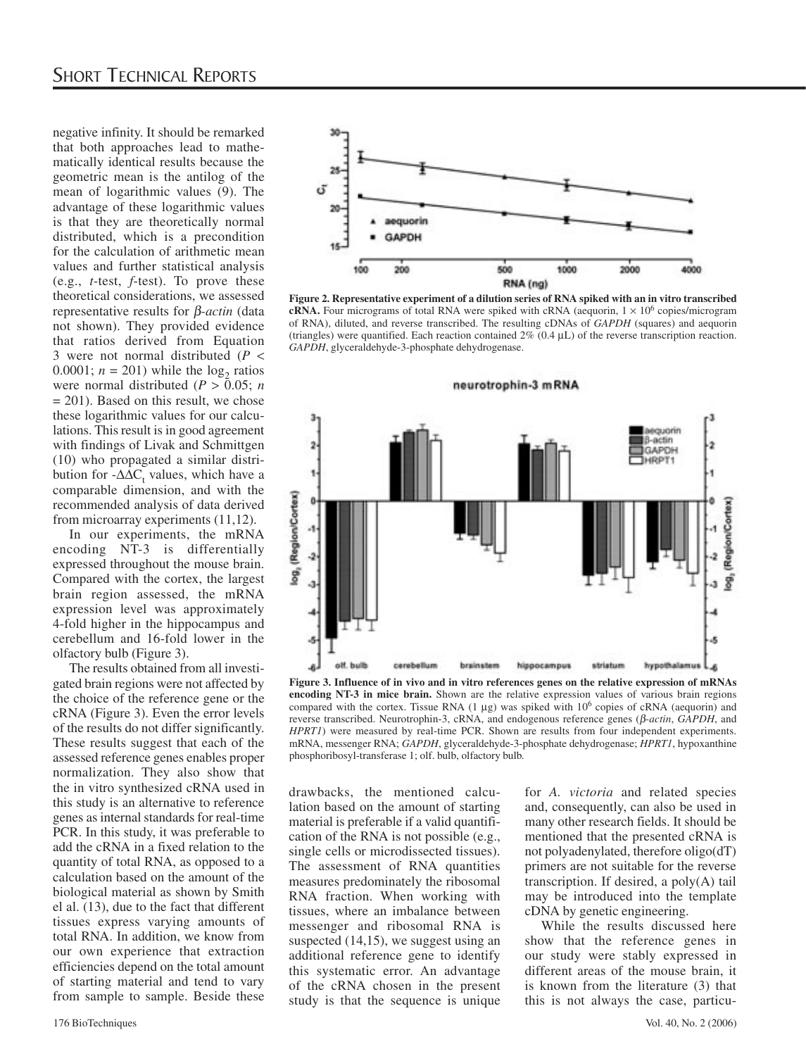negative infinity. It should be remarked that both approaches lead to mathematically identical results because the geometric mean is the antilog of the mean of logarithmic values (9). The advantage of these logarithmic values is that they are theoretically normal distributed, which is a precondition for the calculation of arithmetic mean values and further statistical analysis (e.g., *t*-test, *f*-test). To prove these theoretical considerations, we assessed representative results for *β-actin* (data not shown). They provided evidence that ratios derived from Equation 3 were not normal distributed ($P < 0.0001$; $n = 201$) while the $\log_2$ ratios were normal distributed ($P > 0.05$; $n = 201$). Based on this result, we chose these logarithmic values for our calculations. This result is in good agreement with findings of Livak and Schmittgen (10) who propagated a similar distribution for $-\Delta\Delta C_t$ values, which have a comparable dimension, and with the recommended analysis of data derived from microarray experiments (11,12).

In our experiments, the mRNA encoding NT-3 is differentially expressed throughout the mouse brain. Compared with the cortex, the largest brain region assessed, the mRNA expression level was approximately 4-fold higher in the hippocampus and cerebellum and 16-fold lower in the olfactory bulb (Figure 3).

The results obtained from all investigated brain regions were not affected by the choice of the reference gene or the cRNA (Figure 3). Even the error levels of the results do not differ significantly. These results suggest that each of the assessed reference genes enables proper normalization. They also show that the in vitro synthesized cRNA used in this study is an alternative to reference genes as internal standards for real-time PCR. In this study, it was preferable to add the cRNA in a fixed relation to the quantity of total RNA, as opposed to a calculation based on the amount of the biological material as shown by Smith el al. (13), due to the fact that different tissues express varying amounts of total RNA. In addition, we know from our own experience that extraction efficiencies depend on the total amount of starting material and tend to vary from sample to sample. Beside these drawbacks, the mentioned calculation based on the amount of starting material is preferable if a valid quantification of the RNA is not possible (e.g., single cells or microdissected tissues). The assessment of RNA quantities measures predominately the ribosomal RNA fraction. When working with tissues, where an imbalance between messenger and ribosomal RNA is suspected (14,15), we suggest using an additional reference gene to identify this systematic error. An advantage of the cRNA chosen in the present study is that the sequence is unique for *A. victoria* and related species and, consequently, can also be used in many other research fields. It should be mentioned that the presented cRNA is not polyadenylated, therefore oligo(dT) primers are not suitable for the reverse transcription. If desired, a poly(A) tail may be introduced into the template cDNA by genetic engineering.

While the results discussed here show that the reference genes in our study were stably expressed in different areas of the mouse brain, it is known from the literature (3) that this is not always the case, particu-

**Figure 2. Representative experiment of a dilution series of RNA spiked with an in vitro transcribed cRNA.** Four micrograms of total RNA were spiked with cRNA (aequorin, $1 \times 10^6$ copies/microgram of RNA), diluted, and reverse transcribed. The resulting cDNAs of *GAPDH* (squares) and aequorin (triangles) were quantified. Each reaction contained 2% (0.4 µL) of the reverse transcription reaction. *GAPDH*, glyceraldehyde-3-phosphate dehydrogenase.

**Figure 3. Influence of in vivo and in vitro references genes on the relative expression of mRNAs encoding NT-3 in mice brain.** Shown are the relative expression values of various brain regions compared with the cortex. Tissue RNA (1 µg) was spiked with $10^6$ copies of cRNA (aequorin) and reverse transcribed. Neurotrophin-3, cRNA, and endogenous reference genes (*β-actin*, *GAPDH*, and *HPRT1*) were measured by real-time PCR. Shown are results from four independent experiments. mRNA, messenger RNA; *GAPDH*, glyceraldehyde-3-phosphate dehydrogenase; *HPRT1*, hypoxanthine phosphoribosyl-transferase 1; olf. bulb, olfactory bulb.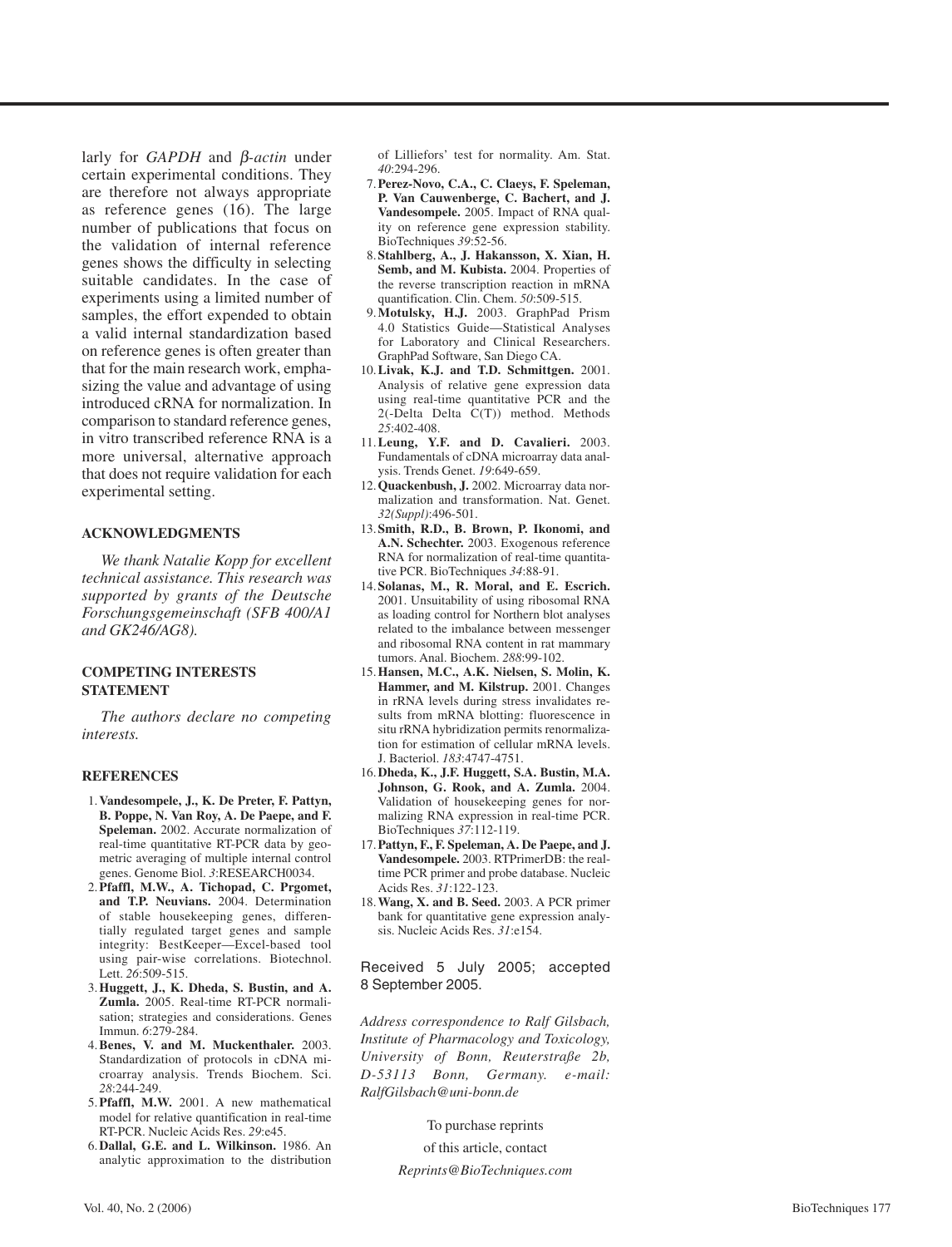larly for *GAPDH* and *β-actin* under certain experimental conditions. They are therefore not always appropriate as reference genes (16). The large number of publications that focus on the validation of internal reference genes shows the difficulty in selecting suitable candidates. In the case of experiments using a limited number of samples, the effort expended to obtain a valid internal standardization based on reference genes is often greater than that for the main research work, emphasizing the value and advantage of using introduced cRNA for normalization. In comparison to standard reference genes, in vitro transcribed reference RNA is a more universal, alternative approach that does not require validation for each experimental setting.

## ACKNOWLEDGMENTS

*We thank Natalie Kopp for excellent technical assistance. This research was supported by grants of the Deutsche Forschungsgemeinschaft (SFB 400/A1 and GK246/AG8).*

## COMPETING INTERESTS STATEMENT

*The authors declare no competing interests.*

## REFERENCES

1. **Vandesompele, J., K. De Preter, F. Pattyn, B. Poppe, N. Van Roy, A. De Paepe, and F. Speleman.** 2002. Accurate normalization of real-time quantitative RT-PCR data by geometric averaging of multiple internal control genes. Genome Biol. *3*:RESEARCH0034.
2. **Pfaffl, M.W., A. Tichopad, C. Prgomet, and T.P. Neuvians.** 2004. Determination of stable housekeeping genes, differentially regulated target genes and sample integrity: BestKeeper—Excel-based tool using pair-wise correlations. Biotechnol. Lett. *26*:509-515.
3. **Huggett, J., K. Dheda, S. Bustin, and A. Zumla.** 2005. Real-time RT-PCR normalisation; strategies and considerations. Genes Immun. *6*:279-284.
4. **Benes, V. and M. Muckenthaler.** 2003. Standardization of protocols in cDNA microarray analysis. Trends Biochem. Sci. *28*:244-249.
5. **Pfaffl, M.W.** 2001. A new mathematical model for relative quantification in real-time RT-PCR. Nucleic Acids Res. *29*:e45.
6. **Dallal, G.E. and L. Wilkinson.** 1986. An analytic approximation to the distribution of Lilliefors' test for normality. Am. Stat. *40*:294-296.
7. **Perez-Novo, C.A., C. Claeys, F. Speleman, P. Van Cauwenberge, C. Bachert, and J. Vandesompele.** 2005. Impact of RNA quality on reference gene expression stability. BioTechniques *39*:52-56.
8. **Stahlberg, A., J. Hakansson, X. Xian, H. Semb, and M. Kubista.** 2004. Properties of the reverse transcription reaction in mRNA quantification. Clin. Chem. *50*:509-515.
9. **Motulsky, H.J.** 2003. GraphPad Prism 4.0 Statistics Guide—Statistical Analyses for Laboratory and Clinical Researchers. GraphPad Software, San Diego CA.
10. **Livak, K.J. and T.D. Schmittgen.** 2001. Analysis of relative gene expression data using real-time quantitative PCR and the 2(-Delta Delta C(T)) method. Methods *25*:402-408.
11. **Leung, Y.F. and D. Cavalieri.** 2003. Fundamentals of cDNA microarray data analysis. Trends Genet. *19*:649-659.
12. **Quackenbush, J.** 2002. Microarray data normalization and transformation. Nat. Genet. *32(Suppl)*:496-501.
13. **Smith, R.D., B. Brown, P. Ikonomi, and A.N. Schechter.** 2003. Exogenous reference RNA for normalization of real-time quantitative PCR. BioTechniques *34*:88-91.
14. **Solanas, M., R. Moral, and E. Escrich.** 2001. Unsuitability of using ribosomal RNA as loading control for Northern blot analyses related to the imbalance between messenger and ribosomal RNA content in rat mammary tumors. Anal. Biochem. *288*:99-102.
15. **Hansen, M.C., A.K. Nielsen, S. Molin, K. Hammer, and M. Kilstrup.** 2001. Changes in rRNA levels during stress invalidates results from mRNA blotting: fluorescence in situ rRNA hybridization permits renormalization for estimation of cellular mRNA levels. J. Bacteriol. *183*:4747-4751.
16. **Dheda, K., J.F. Huggett, S.A. Bustin, M.A. Johnson, G. Rook, and A. Zumla.** 2004. Validation of housekeeping genes for normalizing RNA expression in real-time PCR. BioTechniques *37*:112-119.
17. **Pattyn, F., F. Speleman, A. De Paepe, and J. Vandesompele.** 2003. RTPrimerDB: the real-time PCR primer and probe database. Nucleic Acids Res. *31*:122-123.
18. **Wang, X. and B. Seed.** 2003. A PCR primer bank for quantitative gene expression analysis. Nucleic Acids Res. *31*:e154.

Received 5 July 2005; accepted 8 September 2005.

*Address correspondence to Ralf Gilsbach, Institute of Pharmacology and Toxicology, University of Bonn, Reuterstraße 2b, D-53113 Bonn, Germany. e-mail: RalfGilsbach@uni-bonn.de*

To purchase reprints of this article, contact *Reprints@BioTechniques.com*